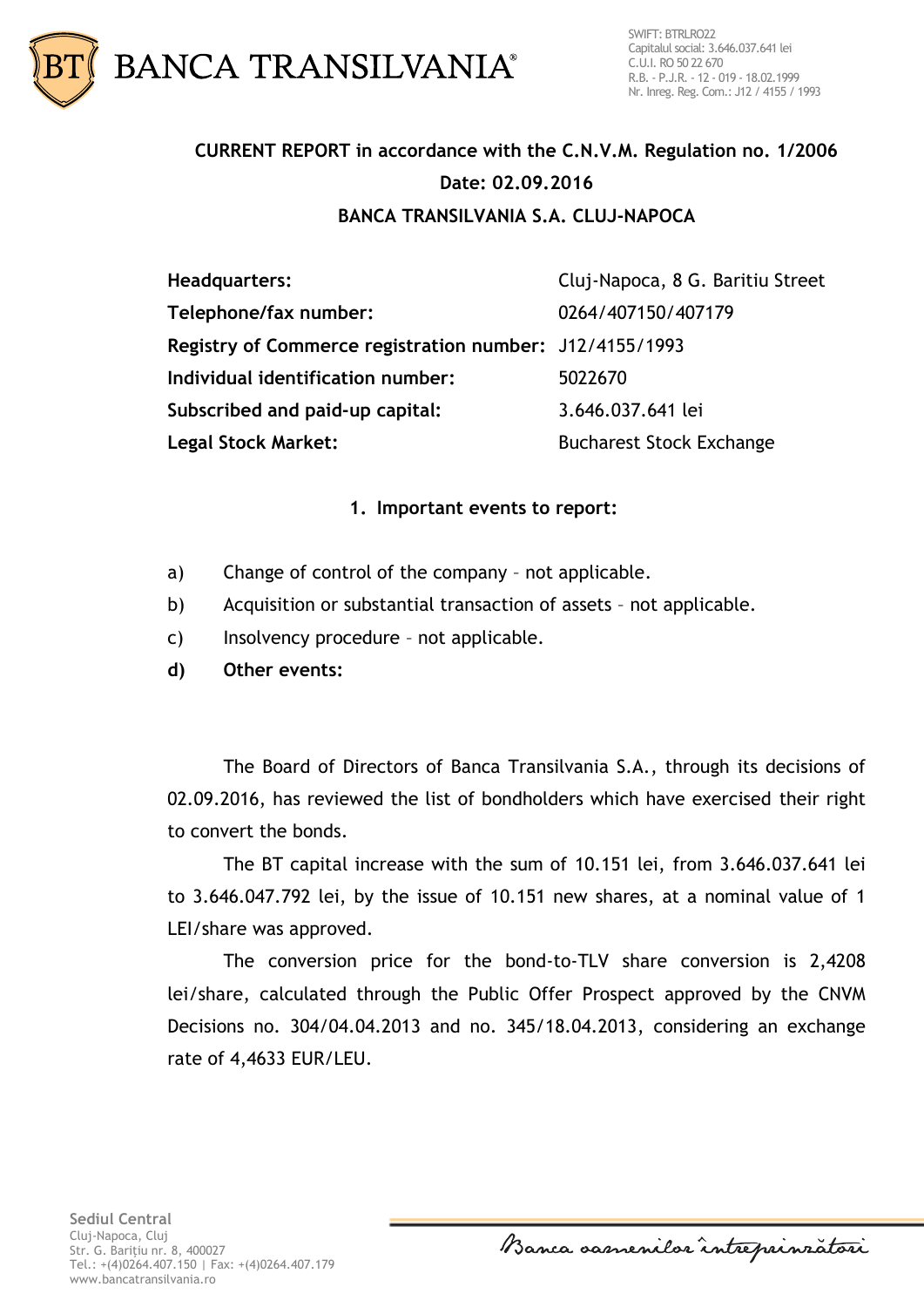SWIFT: BTRLRO22
Capitalul social: 3.646.037.641 lei
C.U.I. RO 50 22 670
R.B. - P.J.R. - 12 - 019 - 18.02.1999
Nr. Inreg. Reg. Com.: J12 / 4155 / 1993

# CURRENT REPORT in accordance with the C.N.V.M. Regulation no. 1/2006

**Date: 02.09.2016**

**BANCA TRANSILVANIA S.A. CLUJ-NAPOCA**

| | |
|---|---|
| **Headquarters:** | Cluj-Napoca, 8 G. Baritiu Street |
| **Telephone/fax number:** | 0264/407150/407179 |
| **Registry of Commerce registration number:** | J12/4155/1993 |
| **Individual identification number:** | 5022670 |
| **Subscribed and paid-up capital:** | 3.646.037.641 lei |
| **Legal Stock Market:** | Bucharest Stock Exchange |

## 1. Important events to report:

a) Change of control of the company – not applicable.

b) Acquisition or substantial transaction of assets – not applicable.

c) Insolvency procedure – not applicable.

**d) Other events:**

The Board of Directors of Banca Transilvania S.A., through its decisions of 02.09.2016, has reviewed the list of bondholders which have exercised their right to convert the bonds.

The BT capital increase with the sum of 10.151 lei, from 3.646.037.641 lei to 3.646.047.792 lei, by the issue of 10.151 new shares, at a nominal value of 1 LEI/share was approved.

The conversion price for the bond-to-TLV share conversion is 2,4208 lei/share, calculated through the Public Offer Prospect approved by the CNVM Decisions no. 304/04.04.2013 and no. 345/18.04.2013, considering an exchange rate of 4,4633 EUR/LEU.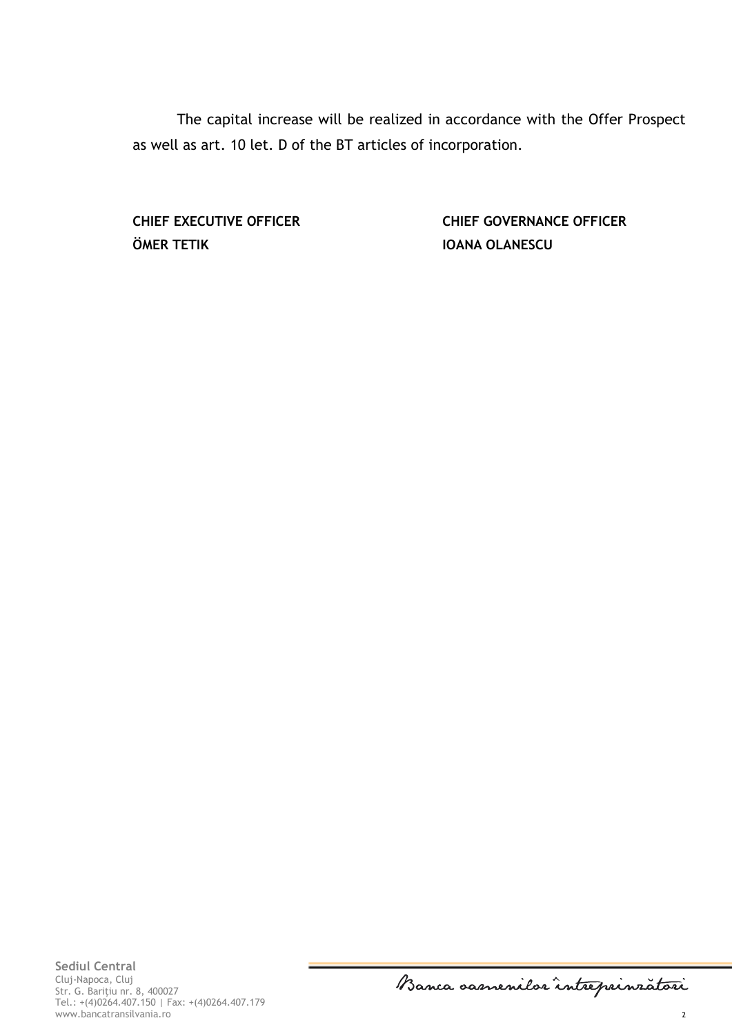The capital increase will be realized in accordance with the Offer Prospect as well as art. 10 let. D of the BT articles of incorporation.

**CHIEF EXECUTIVE OFFICER**
**ÖMER TETIK**

**CHIEF GOVERNANCE OFFICER**
**IOANA OLANESCU**